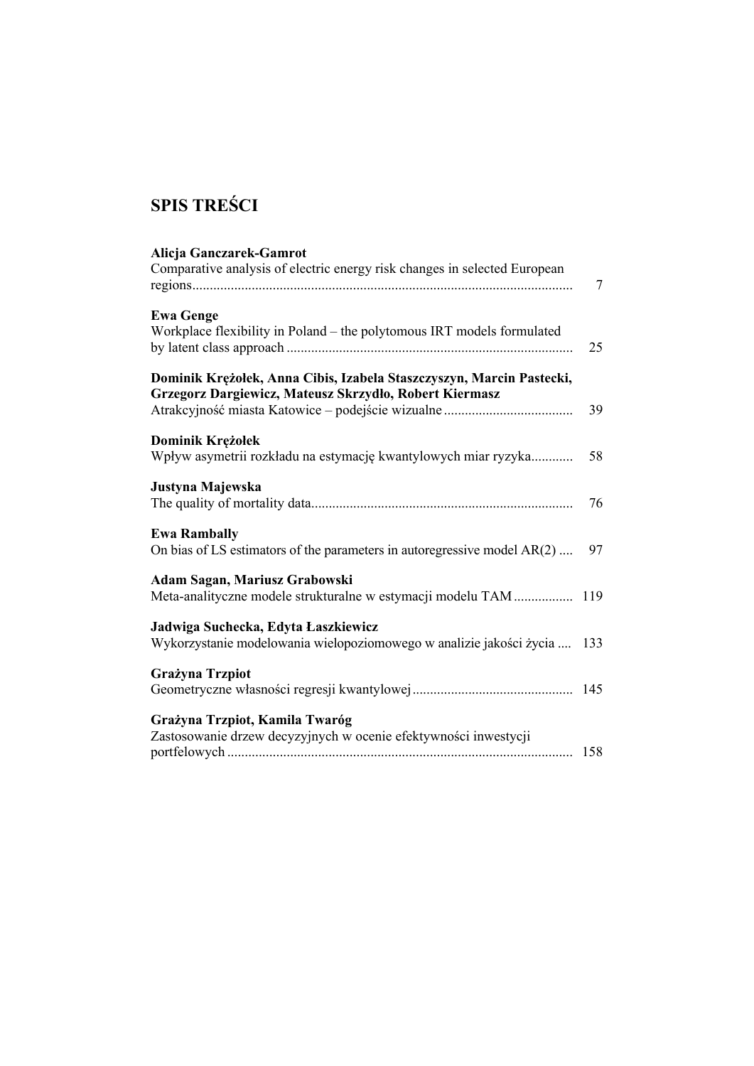# SPIS TREŚCI

**Alicja Ganczarek-Gamrot**
Comparative analysis of electric energy risk changes in selected European regions ........................................................................................................... 7

**Ewa Genge**
Workplace flexibility in Poland – the polytomous IRT models formulated by latent class approach ................................................................................. 25

**Dominik Krężołek, Anna Cibis, Izabela Staszczyszyn, Marcin Pastecki, Grzegorz Dargiewicz, Mateusz Skrzydło, Robert Kiermasz**
Atrakcyjność miasta Katowice – podejście wizualne .................................... 39

**Dominik Krężołek**
Wpływ asymetrii rozkładu na estymację kwantylowych miar ryzyka............ 58

**Justyna Majewska**
The quality of mortality data.......................................................................... 76

**Ewa Rambally**
On bias of LS estimators of the parameters in autoregressive model AR(2) .... 97

**Adam Sagan, Mariusz Grabowski**
Meta-analityczne modele strukturalne w estymacji modelu TAM ................. 119

**Jadwiga Suchecka, Edyta Łaszkiewicz**
Wykorzystanie modelowania wielopoziomowego w analizie jakości życia .... 133

**Grażyna Trzpiot**
Geometryczne własności regresji kwantylowej ............................................. 145

**Grażyna Trzpiot, Kamila Twaróg**
Zastosowanie drzew decyzyjnych w ocenie efektywności inwestycji portfelowych .................................................................................................. 158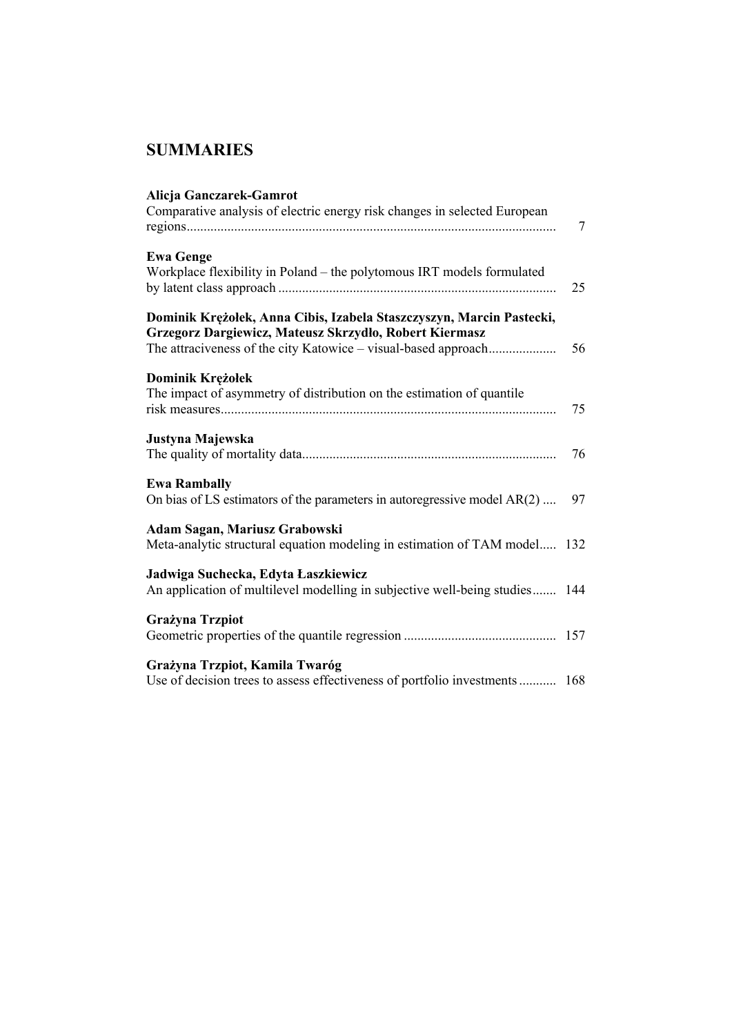## SUMMARIES

**Alicja Ganczarek-Gamrot**
Comparative analysis of electric energy risk changes in selected European regions .......... 7

**Ewa Genge**
Workplace flexibility in Poland – the polytomous IRT models formulated by latent class approach .......... 25

**Dominik Krężołek, Anna Cibis, Izabela Staszczyszyn, Marcin Pastecki, Grzegorz Dargiewicz, Mateusz Skrzydło, Robert Kiermasz**
The attraciveness of the city Katowice – visual-based approach .......... 56

**Dominik Krężołek**
The impact of asymmetry of distribution on the estimation of quantile risk measures .......... 75

**Justyna Majewska**
The quality of mortality data .......... 76

**Ewa Rambally**
On bias of LS estimators of the parameters in autoregressive model AR(2) .... 97

**Adam Sagan, Mariusz Grabowski**
Meta-analytic structural equation modeling in estimation of TAM model..... 132

**Jadwiga Suchecka, Edyta Łaszkiewicz**
An application of multilevel modelling in subjective well-being studies....... 144

**Grażyna Trzpiot**
Geometric properties of the quantile regression .......... 157

**Grażyna Trzpiot, Kamila Twaróg**
Use of decision trees to assess effectiveness of portfolio investments .......... 168